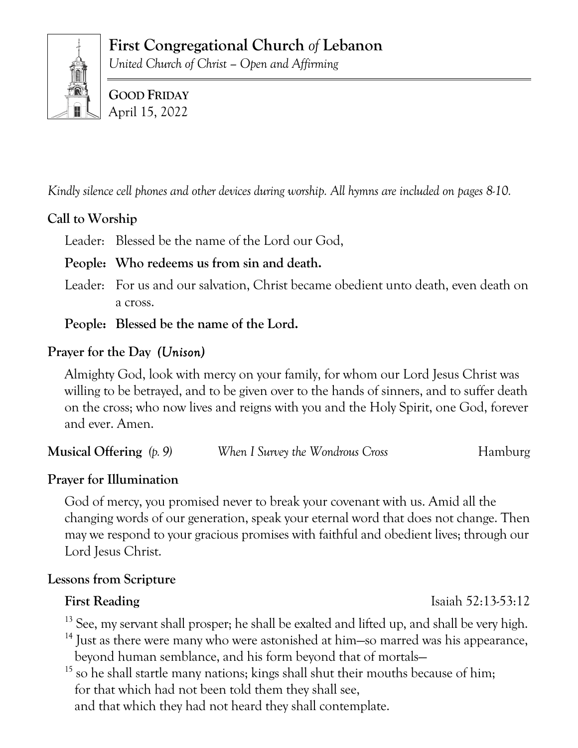# First Congregational Church *of* Lebanon

*United Church of Christ – Open and Affirming*

**GOOD FRIDAY**
April 15, 2022

*Kindly silence cell phones and other devices during worship. All hymns are included on pages 8-10.*

## Call to Worship

Leader: Blessed be the name of the Lord our God,

**People: Who redeems us from sin and death.**

Leader: For us and our salvation, Christ became obedient unto death, even death on a cross.

**People: Blessed be the name of the Lord.**

## Prayer for the Day *(Unison)*

Almighty God, look with mercy on your family, for whom our Lord Jesus Christ was willing to be betrayed, and to be given over to the hands of sinners, and to suffer death on the cross; who now lives and reigns with you and the Holy Spirit, one God, forever and ever. Amen.

**Musical Offering** *(p. 9)* *When I Survey the Wondrous Cross* Hamburg

## Prayer for Illumination

God of mercy, you promised never to break your covenant with us. Amid all the changing words of our generation, speak your eternal word that does not change. Then may we respond to your gracious promises with faithful and obedient lives; through our Lord Jesus Christ.

## Lessons from Scripture

**First Reading** Isaiah 52:13-53:12

[13] See, my servant shall prosper; he shall be exalted and lifted up, and shall be very high.
[14] Just as there were many who were astonished at him—so marred was his appearance, beyond human semblance, and his form beyond that of mortals—
[15] so he shall startle many nations; kings shall shut their mouths because of him;
for that which had not been told them they shall see,
and that which they had not heard they shall contemplate.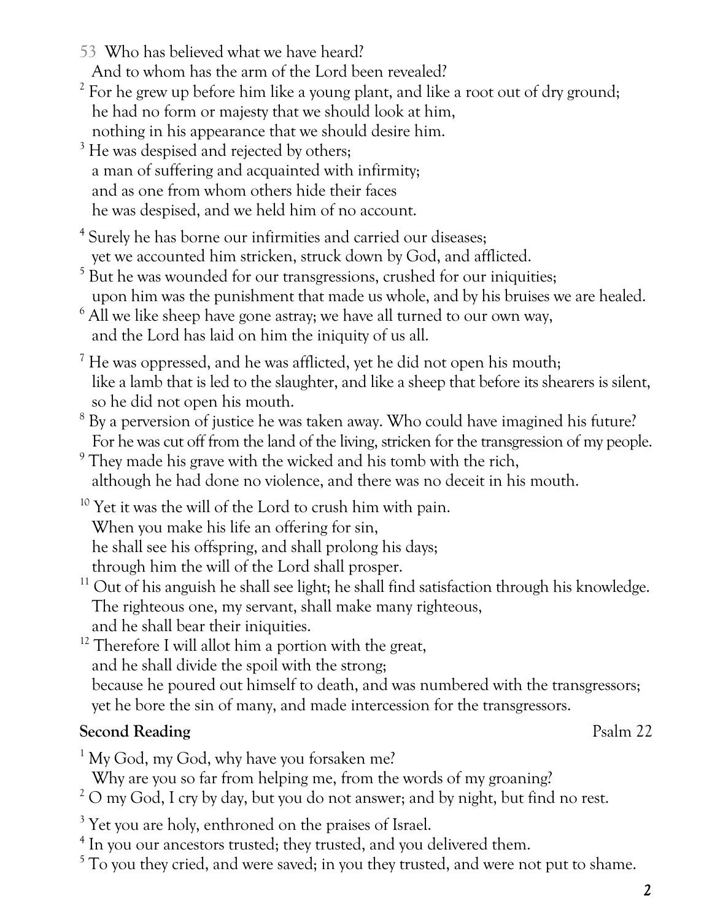53 Who has believed what we have heard?
  And to whom has the arm of the Lord been revealed?
[2] For he grew up before him like a young plant, and like a root out of dry ground;
  he had no form or majesty that we should look at him,
  nothing in his appearance that we should desire him.
[3] He was despised and rejected by others;
  a man of suffering and acquainted with infirmity;
  and as one from whom others hide their faces
  he was despised, and we held him of no account.

[4] Surely he has borne our infirmities and carried our diseases;
  yet we accounted him stricken, struck down by God, and afflicted.
[5] But he was wounded for our transgressions, crushed for our iniquities;
  upon him was the punishment that made us whole, and by his bruises we are healed.
[6] All we like sheep have gone astray; we have all turned to our own way,
  and the Lord has laid on him the iniquity of us all.

[7] He was oppressed, and he was afflicted, yet he did not open his mouth;
  like a lamb that is led to the slaughter, and like a sheep that before its shearers is silent,
  so he did not open his mouth.
[8] By a perversion of justice he was taken away. Who could have imagined his future?
  For he was cut off from the land of the living, stricken for the transgression of my people.
[9] They made his grave with the wicked and his tomb with the rich,
  although he had done no violence, and there was no deceit in his mouth.

[10] Yet it was the will of the Lord to crush him with pain.
  When you make his life an offering for sin,
  he shall see his offspring, and shall prolong his days;
  through him the will of the Lord shall prosper.
[11] Out of his anguish he shall see light; he shall find satisfaction through his knowledge.
  The righteous one, my servant, shall make many righteous,
  and he shall bear their iniquities.
[12] Therefore I will allot him a portion with the great,
  and he shall divide the spoil with the strong;
  because he poured out himself to death, and was numbered with the transgressors;
  yet he bore the sin of many, and made intercession for the transgressors.

**Second Reading** Psalm 22

[1] My God, my God, why have you forsaken me?
  Why are you so far from helping me, from the words of my groaning?
[2] O my God, I cry by day, but you do not answer; and by night, but find no rest.

[3] Yet you are holy, enthroned on the praises of Israel.
[4] In you our ancestors trusted; they trusted, and you delivered them.
[5] To you they cried, and were saved; in you they trusted, and were not put to shame.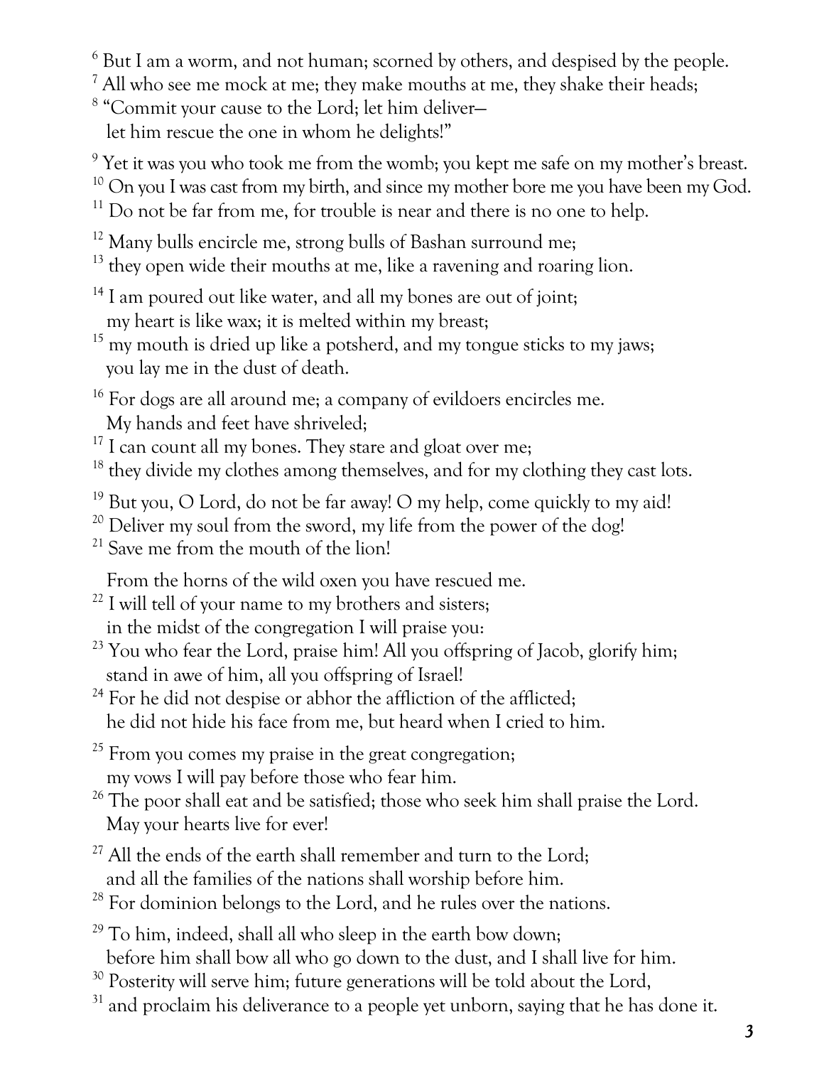[6] But I am a worm, and not human; scorned by others, and despised by the people.
[7] All who see me mock at me; they make mouths at me, they shake their heads;
[8] "Commit your cause to the Lord; let him deliver—
let him rescue the one in whom he delights!"

[9] Yet it was you who took me from the womb; you kept me safe on my mother's breast.
[10] On you I was cast from my birth, and since my mother bore me you have been my God.
[11] Do not be far from me, for trouble is near and there is no one to help.

[12] Many bulls encircle me, strong bulls of Bashan surround me;
[13] they open wide their mouths at me, like a ravening and roaring lion.

[14] I am poured out like water, and all my bones are out of joint;
my heart is like wax; it is melted within my breast;
[15] my mouth is dried up like a potsherd, and my tongue sticks to my jaws;
you lay me in the dust of death.

[16] For dogs are all around me; a company of evildoers encircles me.
My hands and feet have shriveled;
[17] I can count all my bones. They stare and gloat over me;
[18] they divide my clothes among themselves, and for my clothing they cast lots.

[19] But you, O Lord, do not be far away! O my help, come quickly to my aid!
[20] Deliver my soul from the sword, my life from the power of the dog!
[21] Save me from the mouth of the lion!

From the horns of the wild oxen you have rescued me.
[22] I will tell of your name to my brothers and sisters;
in the midst of the congregation I will praise you:
[23] You who fear the Lord, praise him! All you offspring of Jacob, glorify him;
stand in awe of him, all you offspring of Israel!
[24] For he did not despise or abhor the affliction of the afflicted;
he did not hide his face from me, but heard when I cried to him.

[25] From you comes my praise in the great congregation;
my vows I will pay before those who fear him.
[26] The poor shall eat and be satisfied; those who seek him shall praise the Lord.
May your hearts live for ever!

[27] All the ends of the earth shall remember and turn to the Lord;
and all the families of the nations shall worship before him.
[28] For dominion belongs to the Lord, and he rules over the nations.

[29] To him, indeed, shall all who sleep in the earth bow down;
before him shall bow all who go down to the dust, and I shall live for him.
[30] Posterity will serve him; future generations will be told about the Lord,
[31] and proclaim his deliverance to a people yet unborn, saying that he has done it.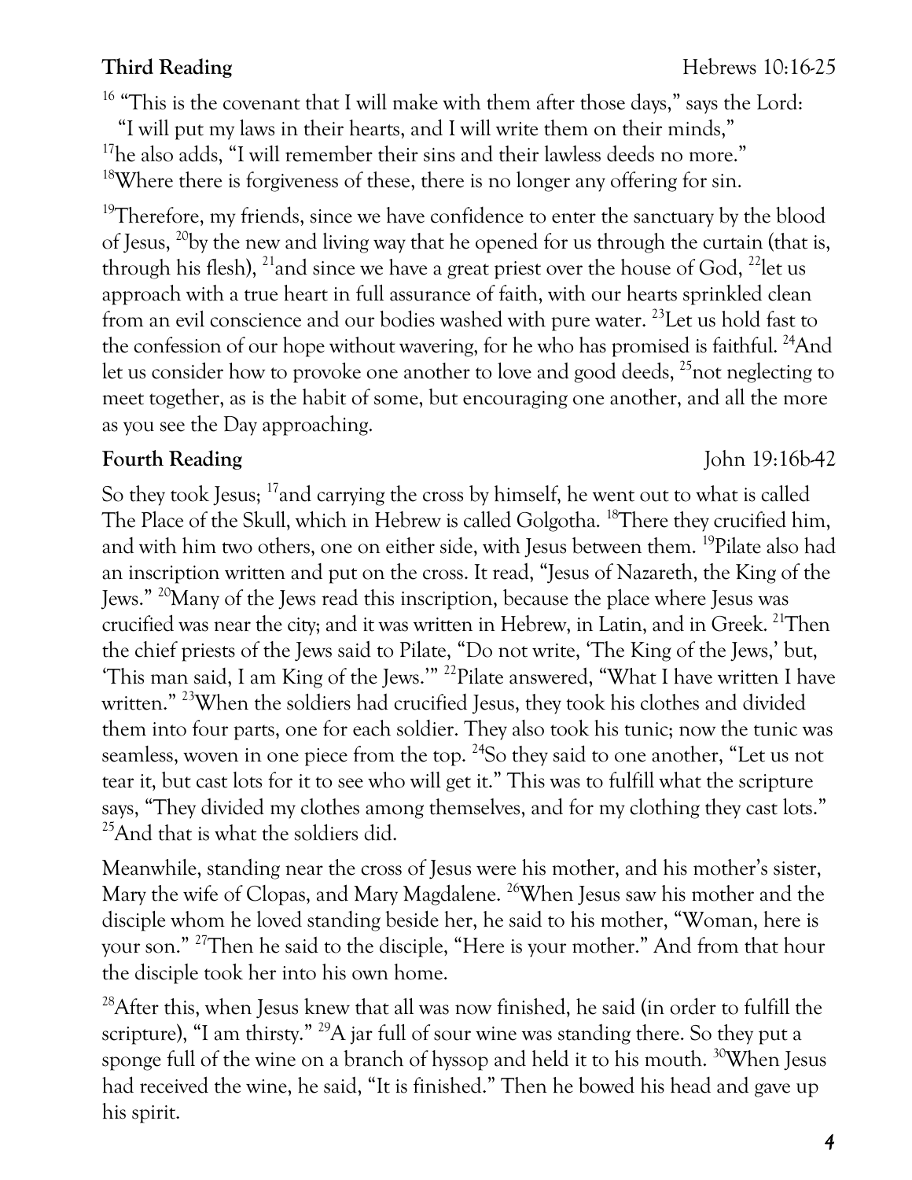**Third Reading** Hebrews 10:16-25

[16] "This is the covenant that I will make with them after those days," says the Lord:
"I will put my laws in their hearts, and I will write them on their minds,"
[17]he also adds, "I will remember their sins and their lawless deeds no more."
[18]Where there is forgiveness of these, there is no longer any offering for sin.

[19]Therefore, my friends, since we have confidence to enter the sanctuary by the blood of Jesus, [20]by the new and living way that he opened for us through the curtain (that is, through his flesh), [21]and since we have a great priest over the house of God, [22]let us approach with a true heart in full assurance of faith, with our hearts sprinkled clean from an evil conscience and our bodies washed with pure water. [23]Let us hold fast to the confession of our hope without wavering, for he who has promised is faithful. [24]And let us consider how to provoke one another to love and good deeds, [25]not neglecting to meet together, as is the habit of some, but encouraging one another, and all the more as you see the Day approaching.

**Fourth Reading** John 19:16b-42

So they took Jesus; [17]and carrying the cross by himself, he went out to what is called The Place of the Skull, which in Hebrew is called Golgotha. [18]There they crucified him, and with him two others, one on either side, with Jesus between them. [19]Pilate also had an inscription written and put on the cross. It read, "Jesus of Nazareth, the King of the Jews." [20]Many of the Jews read this inscription, because the place where Jesus was crucified was near the city; and it was written in Hebrew, in Latin, and in Greek. [21]Then the chief priests of the Jews said to Pilate, "Do not write, 'The King of the Jews,' but, 'This man said, I am King of the Jews.'" [22]Pilate answered, "What I have written I have written." [23]When the soldiers had crucified Jesus, they took his clothes and divided them into four parts, one for each soldier. They also took his tunic; now the tunic was seamless, woven in one piece from the top. [24]So they said to one another, "Let us not tear it, but cast lots for it to see who will get it." This was to fulfill what the scripture says, "They divided my clothes among themselves, and for my clothing they cast lots." [25]And that is what the soldiers did.

Meanwhile, standing near the cross of Jesus were his mother, and his mother's sister, Mary the wife of Clopas, and Mary Magdalene. [26]When Jesus saw his mother and the disciple whom he loved standing beside her, he said to his mother, "Woman, here is your son." [27]Then he said to the disciple, "Here is your mother." And from that hour the disciple took her into his own home.

[28]After this, when Jesus knew that all was now finished, he said (in order to fulfill the scripture), "I am thirsty." [29]A jar full of sour wine was standing there. So they put a sponge full of the wine on a branch of hyssop and held it to his mouth. [30]When Jesus had received the wine, he said, "It is finished." Then he bowed his head and gave up his spirit.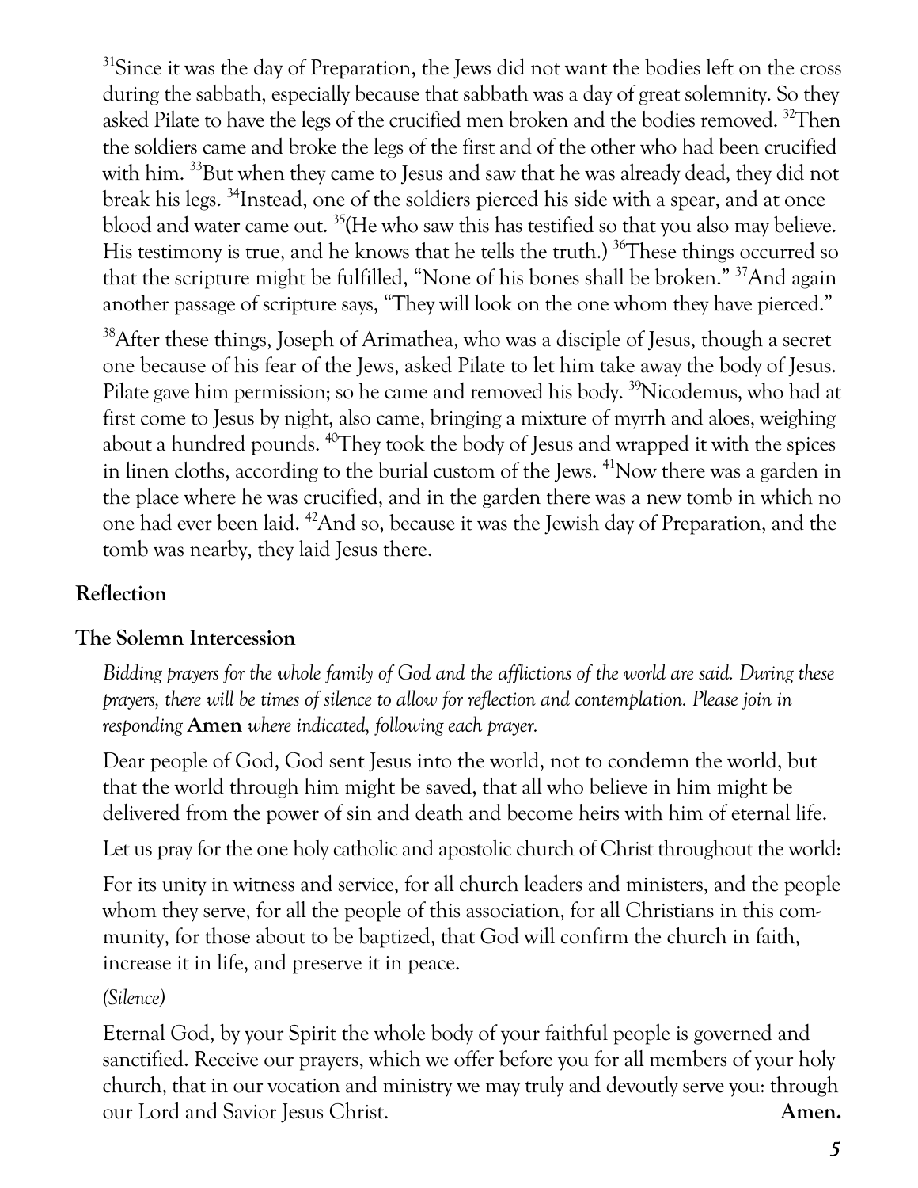[31]Since it was the day of Preparation, the Jews did not want the bodies left on the cross during the sabbath, especially because that sabbath was a day of great solemnity. So they asked Pilate to have the legs of the crucified men broken and the bodies removed. [32]Then the soldiers came and broke the legs of the first and of the other who had been crucified with him. [33]But when they came to Jesus and saw that he was already dead, they did not break his legs. [34]Instead, one of the soldiers pierced his side with a spear, and at once blood and water came out. [35](He who saw this has testified so that you also may believe. His testimony is true, and he knows that he tells the truth.) [36]These things occurred so that the scripture might be fulfilled, "None of his bones shall be broken." [37]And again another passage of scripture says, "They will look on the one whom they have pierced."

[38]After these things, Joseph of Arimathea, who was a disciple of Jesus, though a secret one because of his fear of the Jews, asked Pilate to let him take away the body of Jesus. Pilate gave him permission; so he came and removed his body. [39]Nicodemus, who had at first come to Jesus by night, also came, bringing a mixture of myrrh and aloes, weighing about a hundred pounds. [40]They took the body of Jesus and wrapped it with the spices in linen cloths, according to the burial custom of the Jews. [41]Now there was a garden in the place where he was crucified, and in the garden there was a new tomb in which no one had ever been laid. [42]And so, because it was the Jewish day of Preparation, and the tomb was nearby, they laid Jesus there.

**Reflection**

**The Solemn Intercession**

*Bidding prayers for the whole family of God and the afflictions of the world are said. During these prayers, there will be times of silence to allow for reflection and contemplation. Please join in responding* **Amen** *where indicated, following each prayer.*

Dear people of God, God sent Jesus into the world, not to condemn the world, but that the world through him might be saved, that all who believe in him might be delivered from the power of sin and death and become heirs with him of eternal life.

Let us pray for the one holy catholic and apostolic church of Christ throughout the world:

For its unity in witness and service, for all church leaders and ministers, and the people whom they serve, for all the people of this association, for all Christians in this community, for those about to be baptized, that God will confirm the church in faith, increase it in life, and preserve it in peace.

*(Silence)*

Eternal God, by your Spirit the whole body of your faithful people is governed and sanctified. Receive our prayers, which we offer before you for all members of your holy church, that in our vocation and ministry we may truly and devoutly serve you: through our Lord and Savior Jesus Christ. **Amen.**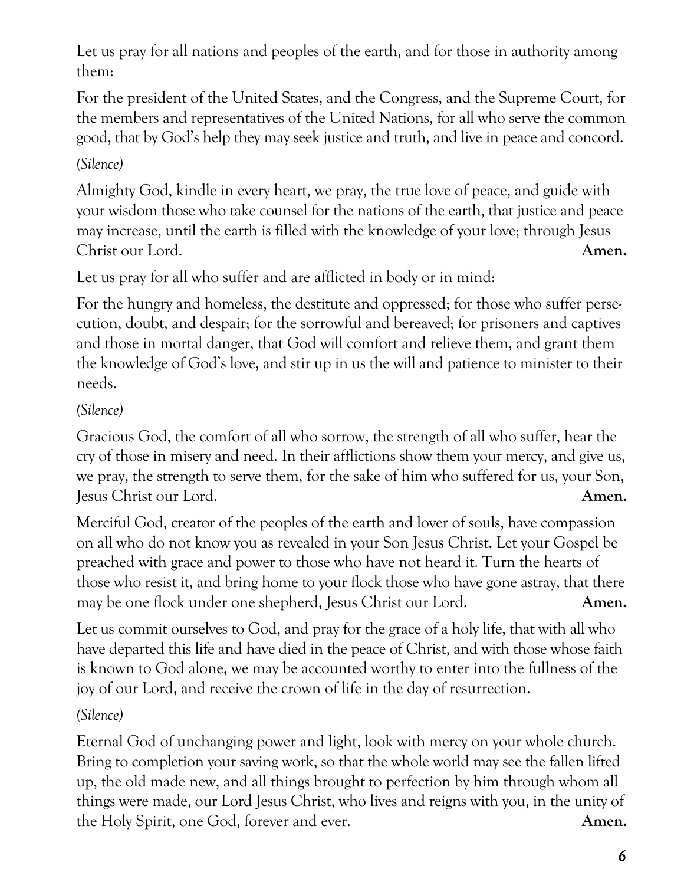Let us pray for all nations and peoples of the earth, and for those in authority among them:

For the president of the United States, and the Congress, and the Supreme Court, for the members and representatives of the United Nations, for all who serve the common good, that by God's help they may seek justice and truth, and live in peace and concord.

*(Silence)*

Almighty God, kindle in every heart, we pray, the true love of peace, and guide with your wisdom those who take counsel for the nations of the earth, that justice and peace may increase, until the earth is filled with the knowledge of your love; through Jesus Christ our Lord. **Amen.**

Let us pray for all who suffer and are afflicted in body or in mind:

For the hungry and homeless, the destitute and oppressed; for those who suffer persecution, doubt, and despair; for the sorrowful and bereaved; for prisoners and captives and those in mortal danger, that God will comfort and relieve them, and grant them the knowledge of God's love, and stir up in us the will and patience to minister to their needs.

*(Silence)*

Gracious God, the comfort of all who sorrow, the strength of all who suffer, hear the cry of those in misery and need. In their afflictions show them your mercy, and give us, we pray, the strength to serve them, for the sake of him who suffered for us, your Son, Jesus Christ our Lord. **Amen.**

Merciful God, creator of the peoples of the earth and lover of souls, have compassion on all who do not know you as revealed in your Son Jesus Christ. Let your Gospel be preached with grace and power to those who have not heard it. Turn the hearts of those who resist it, and bring home to your flock those who have gone astray, that there may be one flock under one shepherd, Jesus Christ our Lord. **Amen.**

Let us commit ourselves to God, and pray for the grace of a holy life, that with all who have departed this life and have died in the peace of Christ, and with those whose faith is known to God alone, we may be accounted worthy to enter into the fullness of the joy of our Lord, and receive the crown of life in the day of resurrection.

*(Silence)*

Eternal God of unchanging power and light, look with mercy on your whole church. Bring to completion your saving work, so that the whole world may see the fallen lifted up, the old made new, and all things brought to perfection by him through whom all things were made, our Lord Jesus Christ, who lives and reigns with you, in the unity of the Holy Spirit, one God, forever and ever. **Amen.**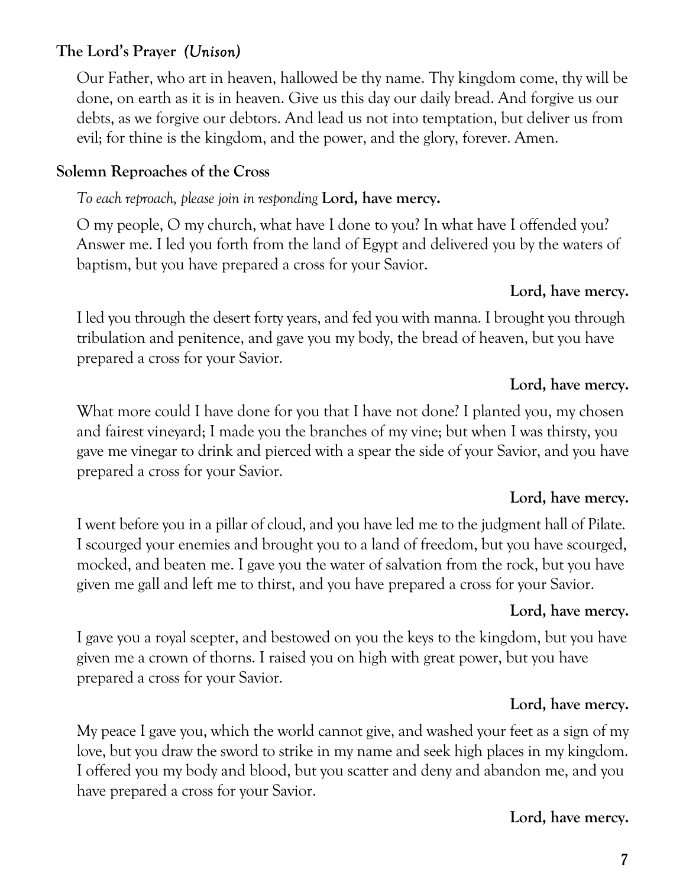**The Lord's Prayer** *(Unison)*

Our Father, who art in heaven, hallowed be thy name. Thy kingdom come, thy will be done, on earth as it is in heaven. Give us this day our daily bread. And forgive us our debts, as we forgive our debtors. And lead us not into temptation, but deliver us from evil; for thine is the kingdom, and the power, and the glory, forever. Amen.

**Solemn Reproaches of the Cross**

*To each reproach, please join in responding* **Lord, have mercy.**

O my people, O my church, what have I done to you? In what have I offended you? Answer me. I led you forth from the land of Egypt and delivered you by the waters of baptism, but you have prepared a cross for your Savior.

**Lord, have mercy.**

I led you through the desert forty years, and fed you with manna. I brought you through tribulation and penitence, and gave you my body, the bread of heaven, but you have prepared a cross for your Savior.

**Lord, have mercy.**

What more could I have done for you that I have not done? I planted you, my chosen and fairest vineyard; I made you the branches of my vine; but when I was thirsty, you gave me vinegar to drink and pierced with a spear the side of your Savior, and you have prepared a cross for your Savior.

**Lord, have mercy.**

I went before you in a pillar of cloud, and you have led me to the judgment hall of Pilate. I scourged your enemies and brought you to a land of freedom, but you have scourged, mocked, and beaten me. I gave you the water of salvation from the rock, but you have given me gall and left me to thirst, and you have prepared a cross for your Savior.

**Lord, have mercy.**

I gave you a royal scepter, and bestowed on you the keys to the kingdom, but you have given me a crown of thorns. I raised you on high with great power, but you have prepared a cross for your Savior.

**Lord, have mercy.**

My peace I gave you, which the world cannot give, and washed your feet as a sign of my love, but you draw the sword to strike in my name and seek high places in my kingdom. I offered you my body and blood, but you scatter and deny and abandon me, and you have prepared a cross for your Savior.

**Lord, have mercy.**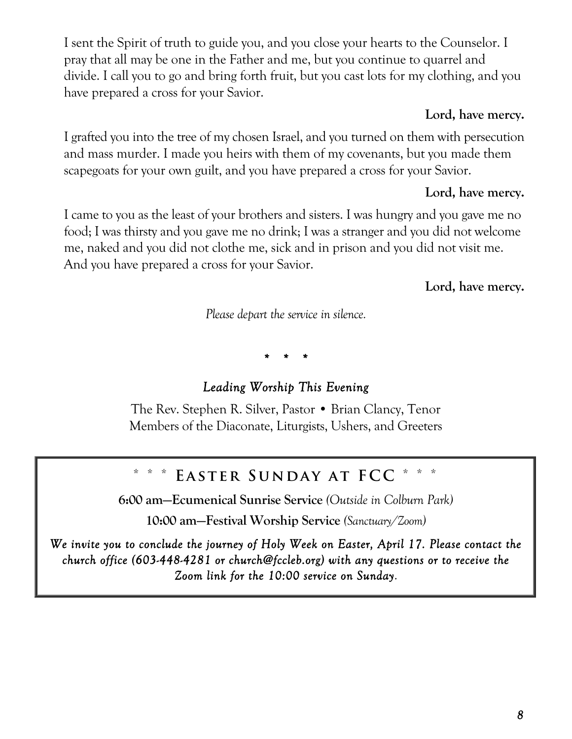I sent the Spirit of truth to guide you, and you close your hearts to the Counselor. I pray that all may be one in the Father and me, but you continue to quarrel and divide. I call you to go and bring forth fruit, but you cast lots for my clothing, and you have prepared a cross for your Savior.

**Lord, have mercy.**

I grafted you into the tree of my chosen Israel, and you turned on them with persecution and mass murder. I made you heirs with them of my covenants, but you made them scapegoats for your own guilt, and you have prepared a cross for your Savior.

**Lord, have mercy.**

I came to you as the least of your brothers and sisters. I was hungry and you gave me no food; I was thirsty and you gave me no drink; I was a stranger and you did not welcome me, naked and you did not clothe me, sick and in prison and you did not visit me. And you have prepared a cross for your Savior.

**Lord, have mercy.**

*Please depart the service in silence.*

\* \* \*

*Leading Worship This Evening*

The Rev. Stephen R. Silver, Pastor • Brian Clancy, Tenor
Members of the Diaconate, Liturgists, Ushers, and Greeters

## * * * Easter Sunday at FCC * * *

**6:00 am—Ecumenical Sunrise Service** *(Outside in Colburn Park)*

**10:00 am—Festival Worship Service** *(Sanctuary/Zoom)*

*We invite you to conclude the journey of Holy Week on Easter, April 17. Please contact the church office (603-448-4281 or church@fccleb.org) with any questions or to receive the Zoom link for the 10:00 service on Sunday.*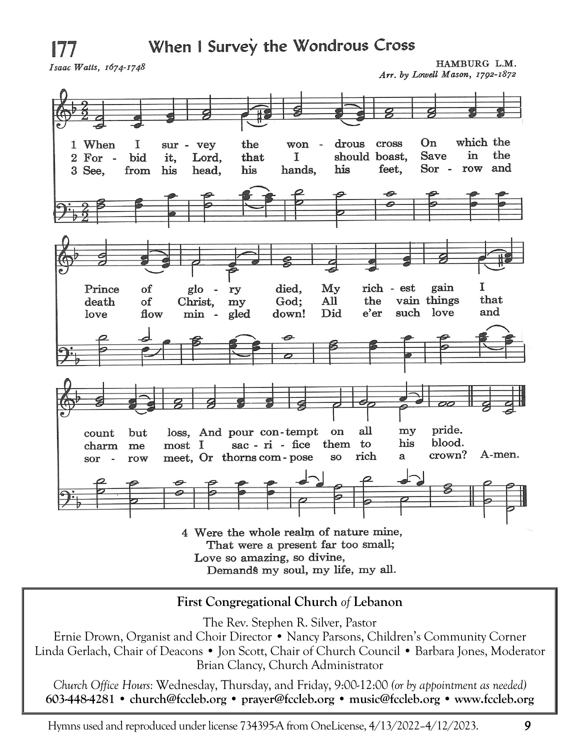## 177 When I Survey the Wondrous Cross

*Isaac Watts, 1674-1748*

HAMBURG L.M.
*Arr. by Lowell Mason, 1792-1872*

1 When I sur - vey the won - drous cross On which the Prince of glo - ry died, My rich - est gain I count but loss, And pour con - tempt on all my pride.

2 For - bid it, Lord, that I should boast, Save in the death of Christ, my God; All the vain things that charm me most I sac - ri - fice them to his blood.

3 See, from his head, his hands, his feet, Sor - row and love flow min - gled down! Did e'er such love and sor - row meet, Or thorns com - pose so rich a crown? A-men.

4 Were the whole realm of nature mine,
That were a present far too small;
Love so amazing, so divine,
Demands my soul, my life, my all.

**First Congregational Church *of* Lebanon**

The Rev. Stephen R. Silver, Pastor
Ernie Drown, Organist and Choir Director • Nancy Parsons, Children's Community Corner
Linda Gerlach, Chair of Deacons • Jon Scott, Chair of Church Council • Barbara Jones, Moderator
Brian Clancy, Church Administrator

*Church Office Hours:* Wednesday, Thursday, and Friday, 9:00-12:00 *(or by appointment as needed)*
**603-448-4281 • church@fccleb.org • prayer@fccleb.org • music@fccleb.org • www.fccleb.org**

Hymns used and reproduced under license 734395-A from OneLicense, 4/13/2022–4/12/2023.